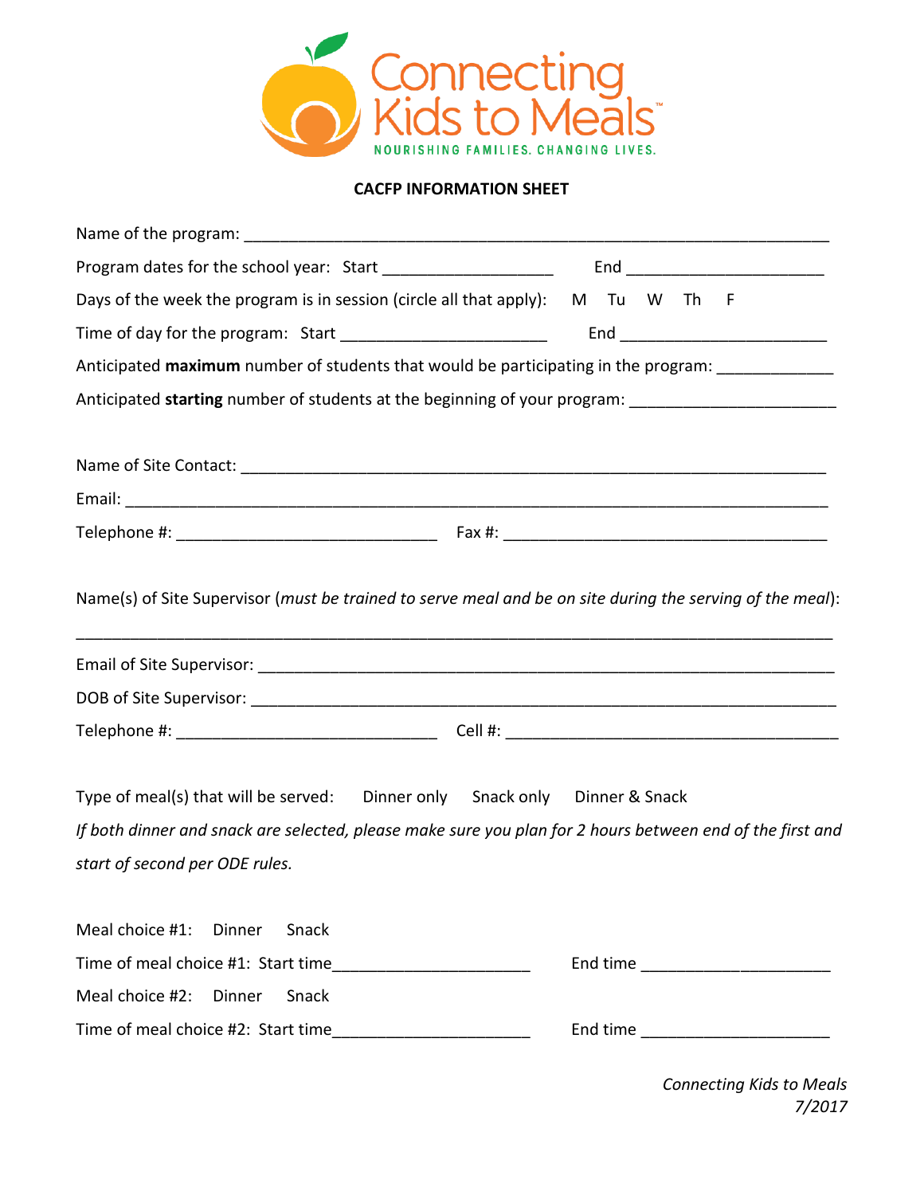Connecting Kids to Meals

NOURISHING FAMILIES. CHANGING LIVES.

**CACFP INFORMATION SHEET**

Name of the program: ______________________________________________________________

Program dates for the school year: Start __________________ End _____________________

Days of the week the program is in session (circle all that apply): M Tu W Th F

Time of day for the program: Start ______________________ End ______________________

Anticipated **maximum** number of students that would be participating in the program: ___________

Anticipated **starting** number of students at the beginning of your program: _____________________

Name of Site Contact: ____________________________________________________________

Email: _________________________________________________________________________

Telephone #: ___________________________ Fax #: ___________________________________

Name(s) of Site Supervisor (*must be trained to serve meal and be on site during the serving of the meal*):

________________________________________________________________________________

Email of Site Supervisor: __________________________________________________________

DOB of Site Supervisor: ___________________________________________________________

Telephone #: ___________________________ Cell #: ___________________________________

Type of meal(s) that will be served: Dinner only Snack only Dinner & Snack

*If both dinner and snack are selected, please make sure you plan for 2 hours between end of the first and start of second per ODE rules.*

Meal choice #1: Dinner Snack

Time of meal choice #1: Start time_____________________ End time ___________________

Meal choice #2: Dinner Snack

Time of meal choice #2: Start time_____________________ End time ___________________

*Connecting Kids to Meals*
*7/2017*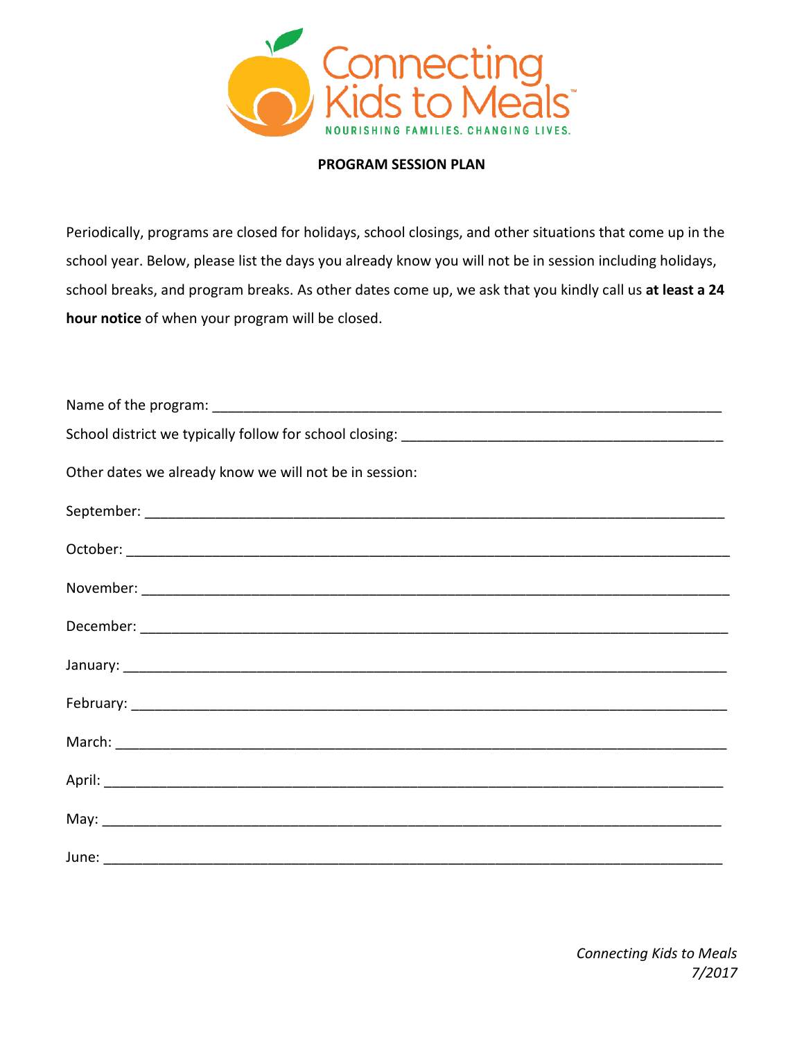Connecting Kids to Meals

NOURISHING FAMILIES. CHANGING LIVES.

**PROGRAM SESSION PLAN**

Periodically, programs are closed for holidays, school closings, and other situations that come up in the school year. Below, please list the days you already know you will not be in session including holidays, school breaks, and program breaks. As other dates come up, we ask that you kindly call us **at least a 24 hour notice** of when your program will be closed.

Name of the program: ___________________________________________________________________

School district we typically follow for school closing: ________________________________________

Other dates we already know we will not be in session:

September: _____________________________________________________________________________

October: ________________________________________________________________________________

November: ______________________________________________________________________________

December: ______________________________________________________________________________

January: ________________________________________________________________________________

February: _______________________________________________________________________________

March: _________________________________________________________________________________

April: __________________________________________________________________________________

May: ___________________________________________________________________________________

June: __________________________________________________________________________________

*Connecting Kids to Meals*
*7/2017*